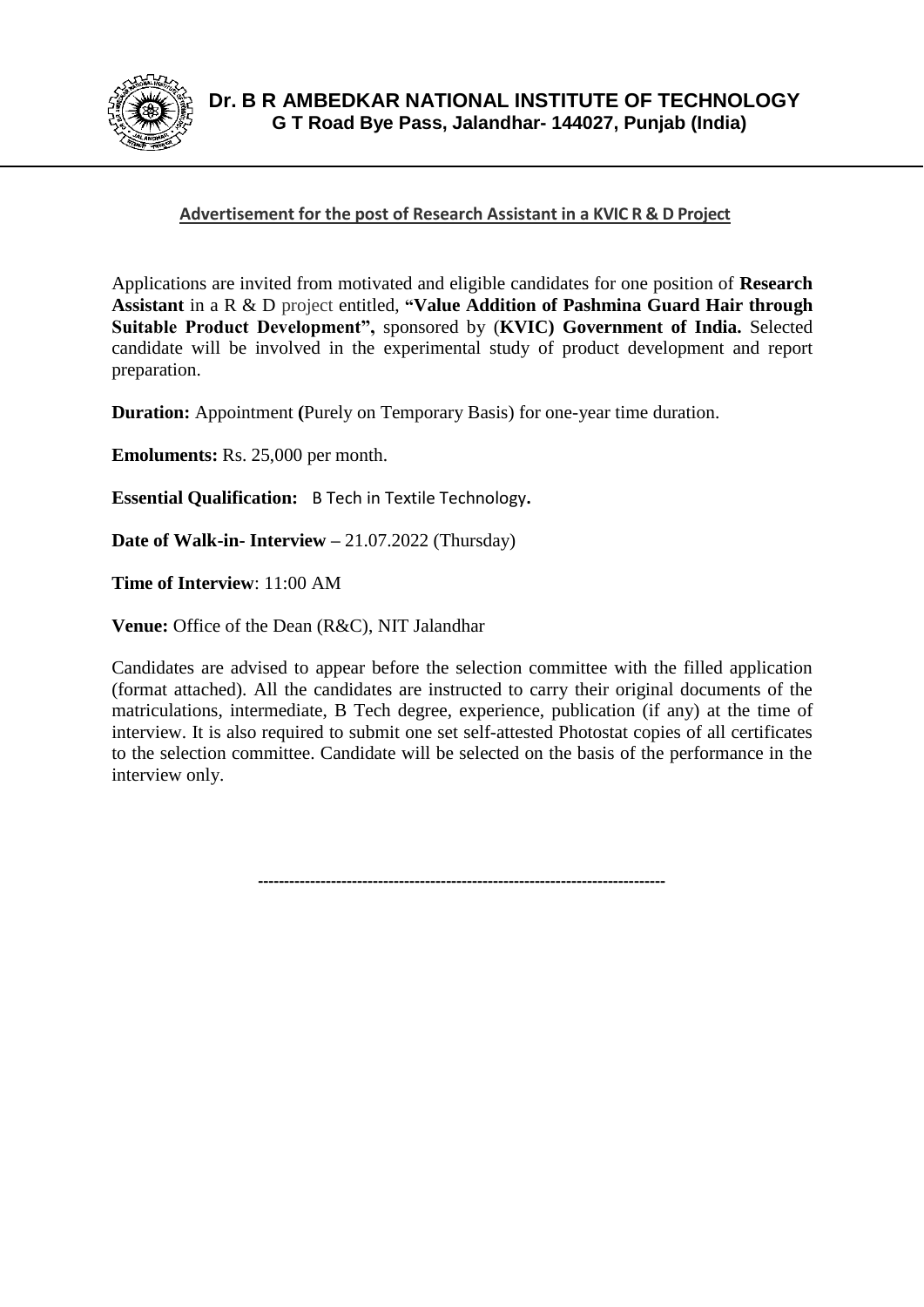# Dr. B R AMBEDKAR NATIONAL INSTITUTE OF TECHNOLOGY
## G T Road Bye Pass, Jalandhar- 144027, Punjab (India)

---

**Advertisement for the post of Research Assistant in a KVIC R & D Project**

Applications are invited from motivated and eligible candidates for one position of **Research Assistant** in a R & D project entitled, **"Value Addition of Pashmina Guard Hair through Suitable Product Development",** sponsored by (**KVIC) Government of India.** Selected candidate will be involved in the experimental study of product development and report preparation.

**Duration:** Appointment **(**Purely on Temporary Basis) for one-year time duration.

**Emoluments:** Rs. 25,000 per month.

**Essential Qualification:** B Tech in Textile Technology**.**

**Date of Walk-in- Interview –** 21.07.2022 (Thursday)

**Time of Interview**: 11:00 AM

**Venue:** Office of the Dean (R&C), NIT Jalandhar

Candidates are advised to appear before the selection committee with the filled application (format attached). All the candidates are instructed to carry their original documents of the matriculations, intermediate, B Tech degree, experience, publication (if any) at the time of interview. It is also required to submit one set self-attested Photostat copies of all certificates to the selection committee. Candidate will be selected on the basis of the performance in the interview only.

---------------------------------------------------------------------------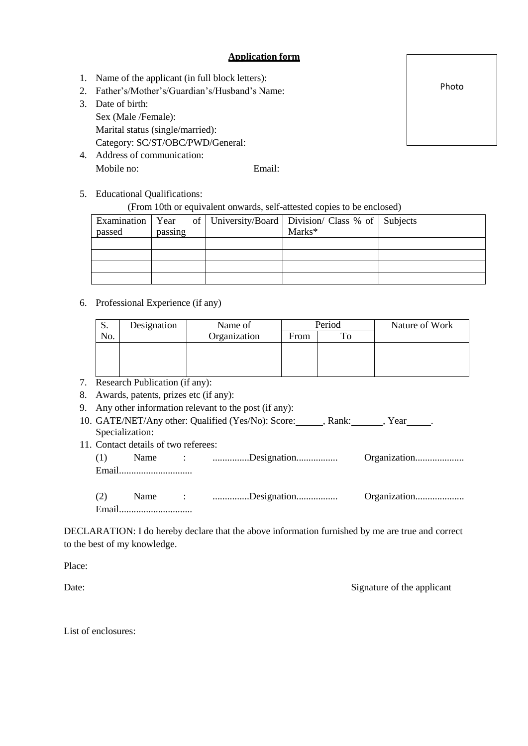## **Application form**

Photo

1. Name of the applicant (in full block letters):
2. Father's/Mother's/Guardian's/Husband's Name:
3. Date of birth:
   Sex (Male /Female):
   Marital status (single/married):
   Category: SC/ST/OBC/PWD/General:
4. Address of communication:
   Mobile no: Email:

5. Educational Qualifications:
   (From 10th or equivalent onwards, self-attested copies to be enclosed)

| Examination passed | Year of passing | University/Board | Division/ Class % of Marks* | Subjects |
|---|---|---|---|---|
| | | | | |
| | | | | |
| | | | | |
| | | | | |

6. Professional Experience (if any)

| S. No. | Designation | Name of Organization | Period | | Nature of Work |
|---|---|---|---|---|---|
| | | | From | To | |
| | | | | | |

7. Research Publication (if any):
8. Awards, patents, prizes etc (if any):
9. Any other information relevant to the post (if any):
10. GATE/NET/Any other: Qualified (Yes/No): Score:\_\_\_\_\_, Rank:\_\_\_\_\_\_, Year\_\_\_\_\_.
    Specialization:
11. Contact details of two referees:
    (1) Name : ...............Designation................. Organization.................... Email.............................

    (2) Name : ...............Designation................. Organization.................... Email.............................

DECLARATION: I do hereby declare that the above information furnished by me are true and correct to the best of my knowledge.

Place:

Date: Signature of the applicant

List of enclosures: